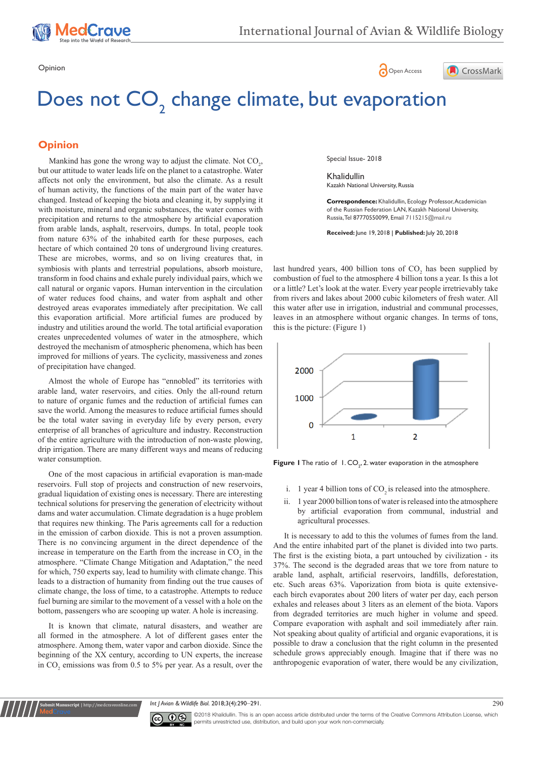Opinion

# Does not $CO_2$ change climate, but evaporation

Special Issue- 2018

**Khalidullin**
Kazakh National University, Russia

**Correspondence:** Khalidullin, Ecology Professor, Academician of the Russian Federation LAN, Kazakh National University, Russia, Tel 87770550099, Email 7115215@mail.ru

**Received:** June 19, 2018 | **Published:** July 20, 2018

## Opinion

Mankind has gone the wrong way to adjust the climate. Not $CO_2$, but our attitude to water leads life on the planet to a catastrophe. Water affects not only the environment, but also the climate. As a result of human activity, the functions of the main part of the water have changed. Instead of keeping the biota and cleaning it, by supplying it with moisture, mineral and organic substances, the water comes with precipitation and returns to the atmosphere by artificial evaporation from arable lands, asphalt, reservoirs, dumps. In total, people took from nature 63% of the inhabited earth for these purposes, each hectare of which contained 20 tons of underground living creatures. These are microbes, worms, and so on living creatures that, in symbiosis with plants and terrestrial populations, absorb moisture, transform in food chains and exhale purely individual pairs, which we call natural or organic vapors. Human intervention in the circulation of water reduces food chains, and water from asphalt and other destroyed areas evaporates immediately after precipitation. We call this evaporation artificial. More artificial fumes are produced by industry and utilities around the world. The total artificial evaporation creates unprecedented volumes of water in the atmosphere, which destroyed the mechanism of atmospheric phenomena, which has been improved for millions of years. The cyclicity, massiveness and zones of precipitation have changed.

Almost the whole of Europe has "ennobled" its territories with arable land, water reservoirs, and cities. Only the all-round return to nature of organic fumes and the reduction of artificial fumes can save the world. Among the measures to reduce artificial fumes should be the total water saving in everyday life by every person, every enterprise of all branches of agriculture and industry. Reconstruction of the entire agriculture with the introduction of non-waste plowing, drip irrigation. There are many different ways and means of reducing water consumption.

One of the most capacious in artificial evaporation is man-made reservoirs. Full stop of projects and construction of new reservoirs, gradual liquidation of existing ones is necessary. There are interesting technical solutions for preserving the generation of electricity without dams and water accumulation. Climate degradation is a huge problem that requires new thinking. The Paris agreements call for a reduction in the emission of carbon dioxide. This is not a proven assumption. There is no convincing argument in the direct dependence of the increase in temperature on the Earth from the increase in $CO_2$ in the atmosphere. "Climate Change Mitigation and Adaptation," the need for which, 750 experts say, lead to humility with climate change. This leads to a distraction of humanity from finding out the true causes of climate change, the loss of time, to a catastrophe. Attempts to reduce fuel burning are similar to the movement of a vessel with a hole on the bottom, passengers who are scooping up water. A hole is increasing.

It is known that climate, natural disasters, and weather are all formed in the atmosphere. A lot of different gases enter the atmosphere. Among them, water vapor and carbon dioxide. Since the beginning of the XX century, according to UN experts, the increase in $CO_2$ emissions was from 0.5 to 5% per year. As a result, over the last hundred years, 400 billion tons of $CO_2$ has been supplied by combustion of fuel to the atmosphere 4 billion tons a year. Is this a lot or a little? Let's look at the water. Every year people irretrievably take from rivers and lakes about 2000 cubic kilometers of fresh water. All this water after use in irrigation, industrial and communal processes, leaves in an atmosphere without organic changes. In terms of tons, this is the picture: (Figure 1)

2000
1000
0
1
2

**Figure 1** The ratio of 1. $CO_2$, 2. water evaporation in the atmosphere

i. 1 year 4 billion tons of $CO_2$ is released into the atmosphere.
ii. 1 year 2000 billion tons of water is released into the atmosphere by artificial evaporation from communal, industrial and agricultural processes.

It is necessary to add to this the volumes of fumes from the land. And the entire inhabited part of the planet is divided into two parts. The first is the existing biota, a part untouched by civilization - its 37%. The second is the degraded areas that we tore from nature to arable land, asphalt, artificial reservoirs, landfills, deforestation, etc. Such areas 63%. Vaporization from biota is quite extensive-each birch evaporates about 200 liters of water per day, each person exhales and releases about 3 liters as an element of the biota. Vapors from degraded territories are much higher in volume and speed. Compare evaporation with asphalt and soil immediately after rain. Not speaking about quality of artificial and organic evaporations, it is possible to draw a conclusion that the right column in the presented schedule grows appreciably enough. Imagine that if there was no anthropogenic evaporation of water, there would be any civilization,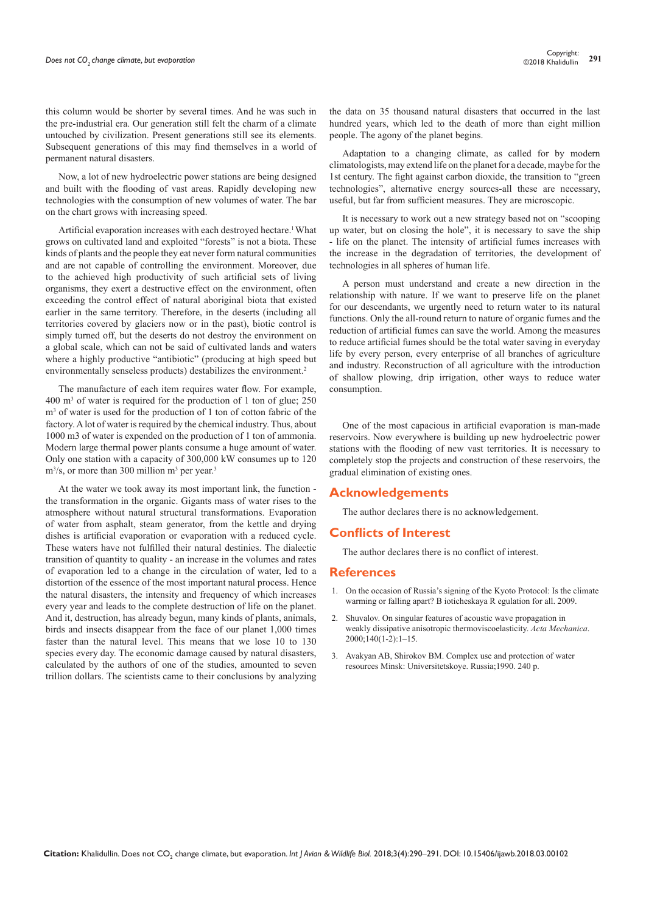this column would be shorter by several times. And he was such in the pre-industrial era. Our generation still felt the charm of a climate untouched by civilization. Present generations still see its elements. Subsequent generations of this may find themselves in a world of permanent natural disasters.

Now, a lot of new hydroelectric power stations are being designed and built with the flooding of vast areas. Rapidly developing new technologies with the consumption of new volumes of water. The bar on the chart grows with increasing speed.

Artificial evaporation increases with each destroyed hectare.[1] What grows on cultivated land and exploited "forests" is not a biota. These kinds of plants and the people they eat never form natural communities and are not capable of controlling the environment. Moreover, due to the achieved high productivity of such artificial sets of living organisms, they exert a destructive effect on the environment, often exceeding the control effect of natural aboriginal biota that existed earlier in the same territory. Therefore, in the deserts (including all territories covered by glaciers now or in the past), biotic control is simply turned off, but the deserts do not destroy the environment on a global scale, which can not be said of cultivated lands and waters where a highly productive "antibiotic" (producing at high speed but environmentally senseless products) destabilizes the environment.[2]

The manufacture of each item requires water flow. For example, 400 $m^3$ of water is required for the production of 1 ton of glue; 250 $m^3$ of water is used for the production of 1 ton of cotton fabric of the factory. A lot of water is required by the chemical industry. Thus, about 1000 m3 of water is expended on the production of 1 ton of ammonia. Modern large thermal power plants consume a huge amount of water. Only one station with a capacity of 300,000 kW consumes up to 120 $m^3$/s, or more than 300 million $m^3$ per year.[3]

At the water we took away its most important link, the function - the transformation in the organic. Gigants mass of water rises to the atmosphere without natural structural transformations. Evaporation of water from asphalt, steam generator, from the kettle and drying dishes is artificial evaporation or evaporation with a reduced cycle. These waters have not fulfilled their natural destinies. The dialectic transition of quantity to quality - an increase in the volumes and rates of evaporation led to a change in the circulation of water, led to a distortion of the essence of the most important natural process. Hence the natural disasters, the intensity and frequency of which increases every year and leads to the complete destruction of life on the planet. And it, destruction, has already begun, many kinds of plants, animals, birds and insects disappear from the face of our planet 1,000 times faster than the natural level. This means that we lose 10 to 130 species every day. The economic damage caused by natural disasters, calculated by the authors of one of the studies, amounted to seven trillion dollars. The scientists came to their conclusions by analyzing the data on 35 thousand natural disasters that occurred in the last hundred years, which led to the death of more than eight million people. The agony of the planet begins.

Adaptation to a changing climate, as called for by modern climatologists, may extend life on the planet for a decade, maybe for the 1st century. The fight against carbon dioxide, the transition to "green technologies", alternative energy sources-all these are necessary, useful, but far from sufficient measures. They are microscopic.

It is necessary to work out a new strategy based not on "scooping up water, but on closing the hole", it is necessary to save the ship - life on the planet. The intensity of artificial fumes increases with the increase in the degradation of territories, the development of technologies in all spheres of human life.

A person must understand and create a new direction in the relationship with nature. If we want to preserve life on the planet for our descendants, we urgently need to return water to its natural functions. Only the all-round return to nature of organic fumes and the reduction of artificial fumes can save the world. Among the measures to reduce artificial fumes should be the total water saving in everyday life by every person, every enterprise of all branches of agriculture and industry. Reconstruction of all agriculture with the introduction of shallow plowing, drip irrigation, other ways to reduce water consumption.

One of the most capacious in artificial evaporation is man-made reservoirs. Now everywhere is building up new hydroelectric power stations with the flooding of new vast territories. It is necessary to completely stop the projects and construction of these reservoirs, the gradual elimination of existing ones.

## Acknowledgements

The author declares there is no acknowledgement.

## Conflicts of Interest

The author declares there is no conflict of interest.

## References

1. On the occasion of Russia's signing of the Kyoto Protocol: Is the climate warming or falling apart? B ioticheskaya R egulation for all. 2009.
2. Shuvalov. On singular features of acoustic wave propagation in weakly dissipative anisotropic thermoviscoelasticity. *Acta Mechanica*. 2000;140(1-2):1–15.
3. Avakyan AB, Shirokov BM. Complex use and protection of water resources Minsk: Universitetskoye. Russia;1990. 240 p.